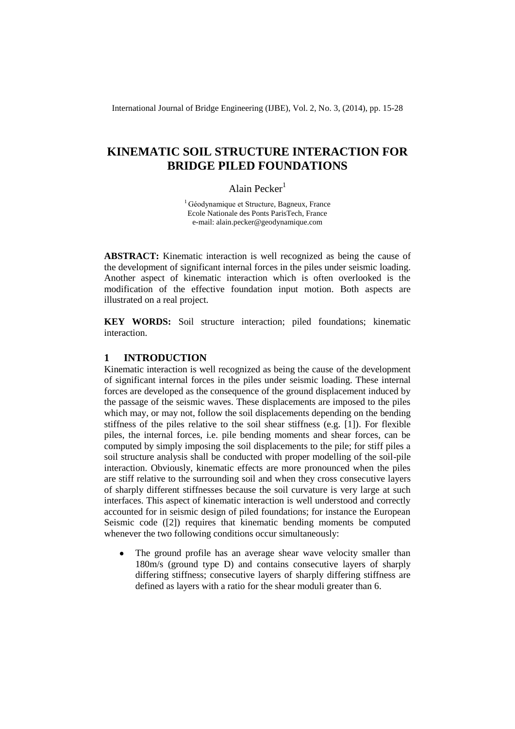# KINEMATIC SOIL STRUCTURE INTERACTION FOR BRIDGE PILED FOUNDATIONS

Alain Pecker[1]

[1] Géodynamique et Structure, Bagneux, France
Ecole Nationale des Ponts ParisTech, France
e-mail: alain.pecker@geodynamique.com

**ABSTRACT:** Kinematic interaction is well recognized as being the cause of the development of significant internal forces in the piles under seismic loading. Another aspect of kinematic interaction which is often overlooked is the modification of the effective foundation input motion. Both aspects are illustrated on a real project.

**KEY WORDS:** Soil structure interaction; piled foundations; kinematic interaction.

## 1 INTRODUCTION

Kinematic interaction is well recognized as being the cause of the development of significant internal forces in the piles under seismic loading. These internal forces are developed as the consequence of the ground displacement induced by the passage of the seismic waves. These displacements are imposed to the piles which may, or may not, follow the soil displacements depending on the bending stiffness of the piles relative to the soil shear stiffness (e.g. [1]). For flexible piles, the internal forces, i.e. pile bending moments and shear forces, can be computed by simply imposing the soil displacements to the pile; for stiff piles a soil structure analysis shall be conducted with proper modelling of the soil-pile interaction. Obviously, kinematic effects are more pronounced when the piles are stiff relative to the surrounding soil and when they cross consecutive layers of sharply different stiffnesses because the soil curvature is very large at such interfaces. This aspect of kinematic interaction is well understood and correctly accounted for in seismic design of piled foundations; for instance the European Seismic code ([2]) requires that kinematic bending moments be computed whenever the two following conditions occur simultaneously:

- The ground profile has an average shear wave velocity smaller than 180m/s (ground type D) and contains consecutive layers of sharply differing stiffness; consecutive layers of sharply differing stiffness are defined as layers with a ratio for the shear moduli greater than 6.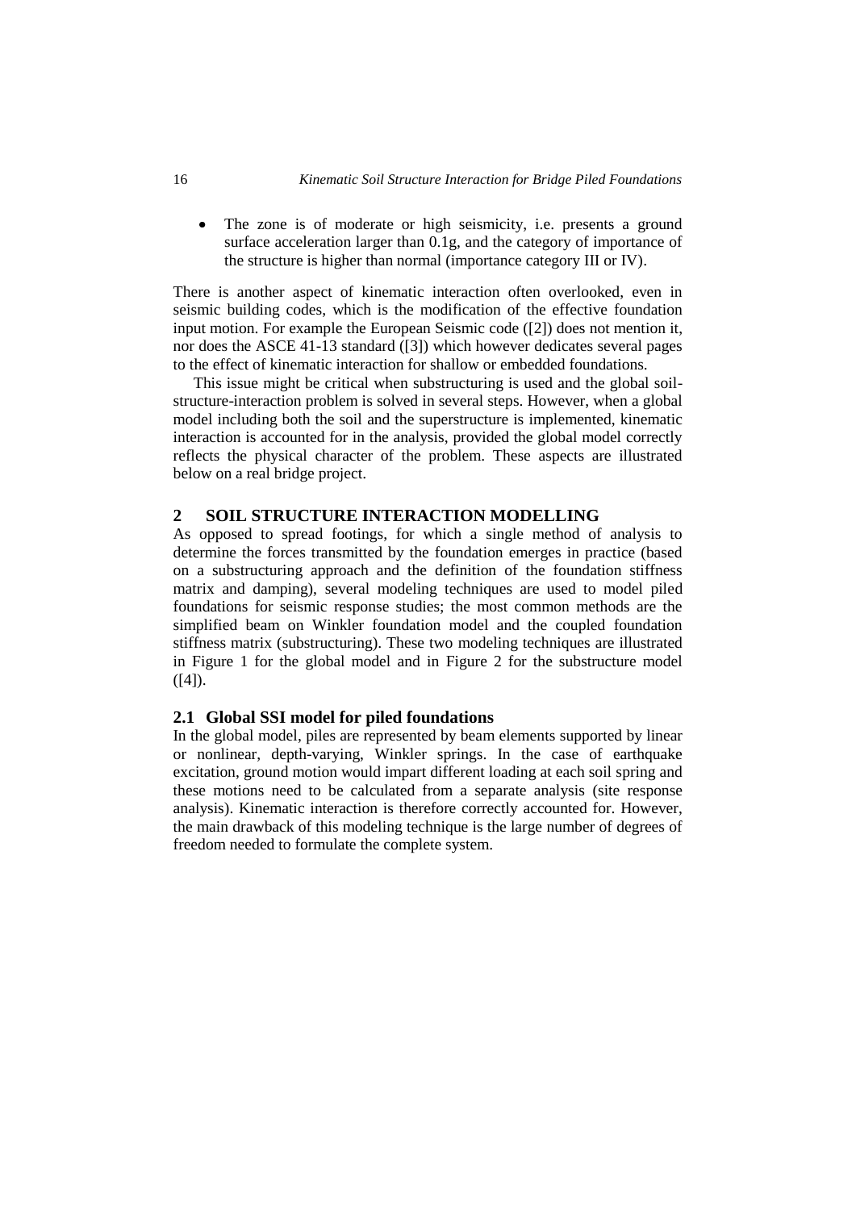- The zone is of moderate or high seismicity, i.e. presents a ground surface acceleration larger than 0.1g, and the category of importance of the structure is higher than normal (importance category III or IV).

There is another aspect of kinematic interaction often overlooked, even in seismic building codes, which is the modification of the effective foundation input motion. For example the European Seismic code ([2]) does not mention it, nor does the ASCE 41-13 standard ([3]) which however dedicates several pages to the effect of kinematic interaction for shallow or embedded foundations.

This issue might be critical when substructuring is used and the global soil-structure-interaction problem is solved in several steps. However, when a global model including both the soil and the superstructure is implemented, kinematic interaction is accounted for in the analysis, provided the global model correctly reflects the physical character of the problem. These aspects are illustrated below on a real bridge project.

## 2 SOIL STRUCTURE INTERACTION MODELLING

As opposed to spread footings, for which a single method of analysis to determine the forces transmitted by the foundation emerges in practice (based on a substructuring approach and the definition of the foundation stiffness matrix and damping), several modeling techniques are used to model piled foundations for seismic response studies; the most common methods are the simplified beam on Winkler foundation model and the coupled foundation stiffness matrix (substructuring). These two modeling techniques are illustrated in Figure 1 for the global model and in Figure 2 for the substructure model ([4]).

### 2.1 Global SSI model for piled foundations

In the global model, piles are represented by beam elements supported by linear or nonlinear, depth-varying, Winkler springs. In the case of earthquake excitation, ground motion would impart different loading at each soil spring and these motions need to be calculated from a separate analysis (site response analysis). Kinematic interaction is therefore correctly accounted for. However, the main drawback of this modeling technique is the large number of degrees of freedom needed to formulate the complete system.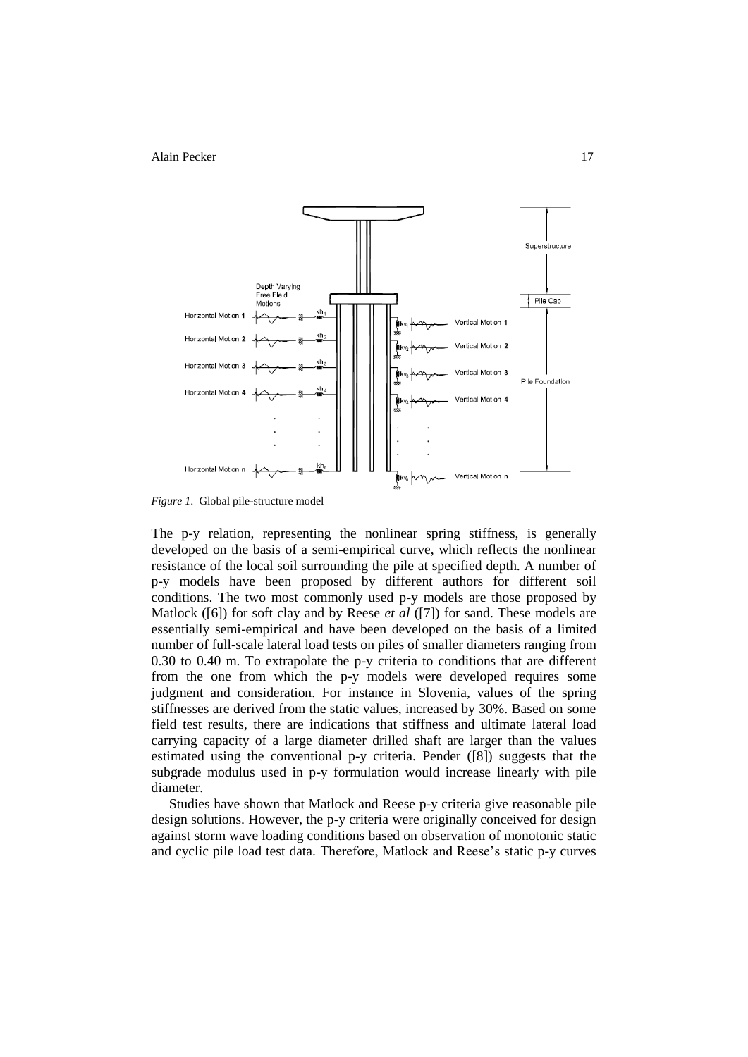*Figure 1.* Global pile-structure model

The p-y relation, representing the nonlinear spring stiffness, is generally developed on the basis of a semi-empirical curve, which reflects the nonlinear resistance of the local soil surrounding the pile at specified depth. A number of p-y models have been proposed by different authors for different soil conditions. The two most commonly used p-y models are those proposed by Matlock ([6]) for soft clay and by Reese *et al* ([7]) for sand. These models are essentially semi-empirical and have been developed on the basis of a limited number of full-scale lateral load tests on piles of smaller diameters ranging from 0.30 to 0.40 m. To extrapolate the p-y criteria to conditions that are different from the one from which the p-y models were developed requires some judgment and consideration. For instance in Slovenia, values of the spring stiffnesses are derived from the static values, increased by 30%. Based on some field test results, there are indications that stiffness and ultimate lateral load carrying capacity of a large diameter drilled shaft are larger than the values estimated using the conventional p-y criteria. Pender ([8]) suggests that the subgrade modulus used in p-y formulation would increase linearly with pile diameter.

Studies have shown that Matlock and Reese p-y criteria give reasonable pile design solutions. However, the p-y criteria were originally conceived for design against storm wave loading conditions based on observation of monotonic static and cyclic pile load test data. Therefore, Matlock and Reese's static p-y curves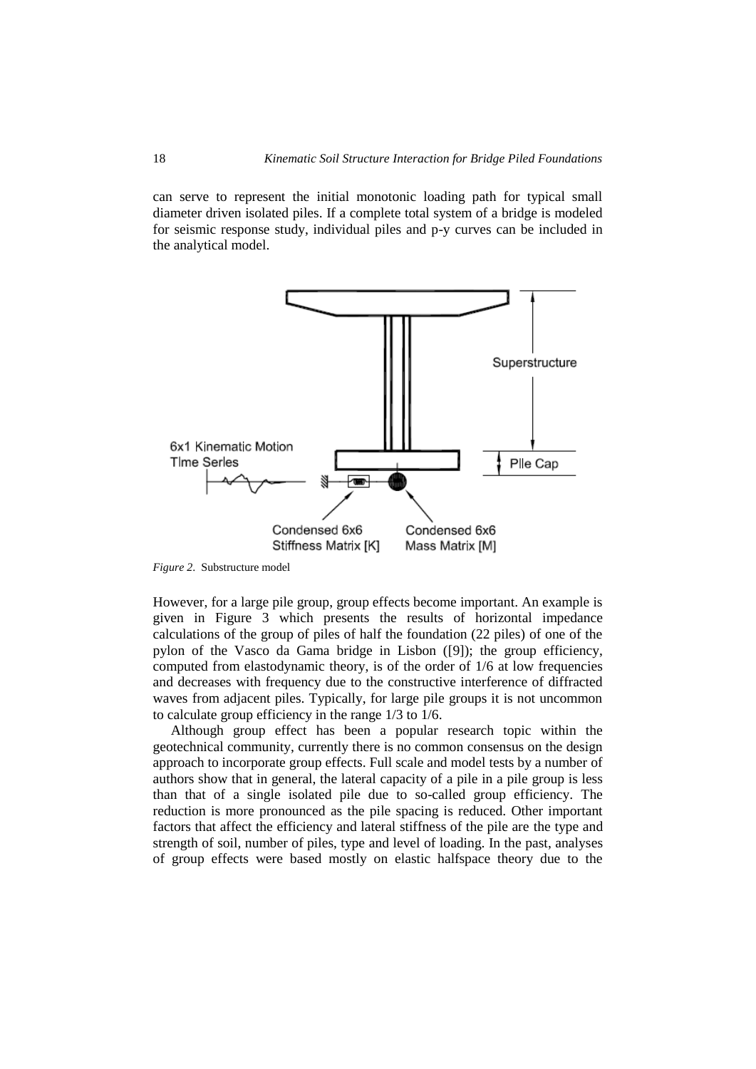can serve to represent the initial monotonic loading path for typical small diameter driven isolated piles. If a complete total system of a bridge is modeled for seismic response study, individual piles and p-y curves can be included in the analytical model.

*Figure 2.* Substructure model

However, for a large pile group, group effects become important. An example is given in Figure 3 which presents the results of horizontal impedance calculations of the group of piles of half the foundation (22 piles) of one of the pylon of the Vasco da Gama bridge in Lisbon ([9]); the group efficiency, computed from elastodynamic theory, is of the order of 1/6 at low frequencies and decreases with frequency due to the constructive interference of diffracted waves from adjacent piles. Typically, for large pile groups it is not uncommon to calculate group efficiency in the range 1/3 to 1/6.

Although group effect has been a popular research topic within the geotechnical community, currently there is no common consensus on the design approach to incorporate group effects. Full scale and model tests by a number of authors show that in general, the lateral capacity of a pile in a pile group is less than that of a single isolated pile due to so-called group efficiency. The reduction is more pronounced as the pile spacing is reduced. Other important factors that affect the efficiency and lateral stiffness of the pile are the type and strength of soil, number of piles, type and level of loading. In the past, analyses of group effects were based mostly on elastic halfspace theory due to the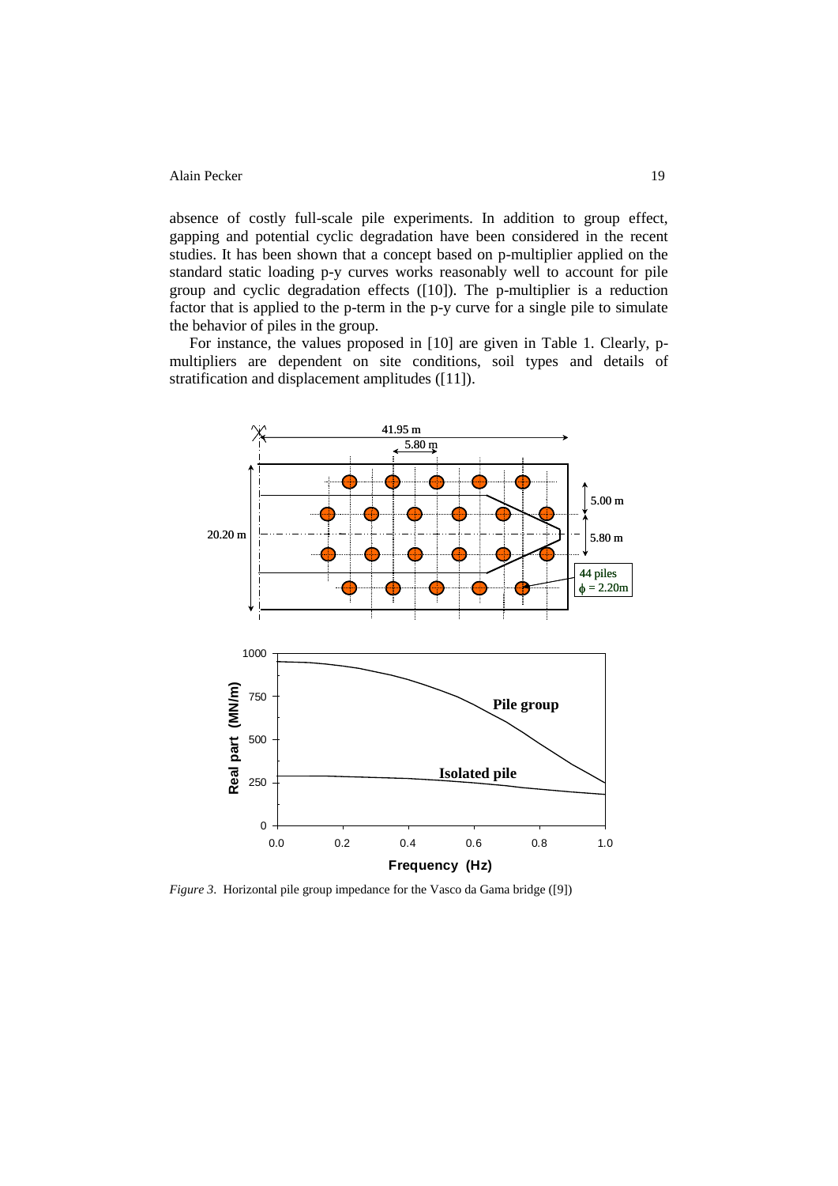absence of costly full-scale pile experiments. In addition to group effect, gapping and potential cyclic degradation have been considered in the recent studies. It has been shown that a concept based on p-multiplier applied on the standard static loading p-y curves works reasonably well to account for pile group and cyclic degradation effects ([10]). The p-multiplier is a reduction factor that is applied to the p-term in the p-y curve for a single pile to simulate the behavior of piles in the group.

For instance, the values proposed in [10] are given in Table 1. Clearly, p-multipliers are dependent on site conditions, soil types and details of stratification and displacement amplitudes ([11]).

*Figure 3.* Horizontal pile group impedance for the Vasco da Gama bridge ([9])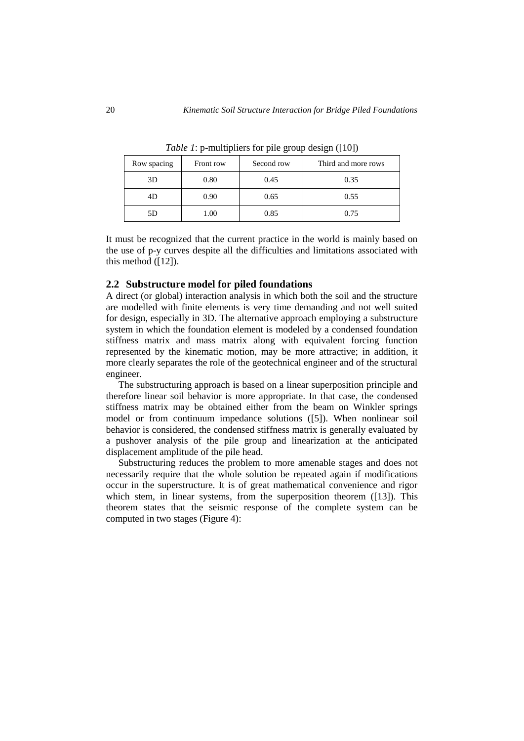*Table 1*: p-multipliers for pile group design ([10])

| Row spacing | Front row | Second row | Third and more rows |
|---|---|---|---|
| 3D | 0.80 | 0.45 | 0.35 |
| 4D | 0.90 | 0.65 | 0.55 |
| 5D | 1.00 | 0.85 | 0.75 |

It must be recognized that the current practice in the world is mainly based on the use of p-y curves despite all the difficulties and limitations associated with this method ([12]).

## 2.2 Substructure model for piled foundations

A direct (or global) interaction analysis in which both the soil and the structure are modelled with finite elements is very time demanding and not well suited for design, especially in 3D. The alternative approach employing a substructure system in which the foundation element is modeled by a condensed foundation stiffness matrix and mass matrix along with equivalent forcing function represented by the kinematic motion, may be more attractive; in addition, it more clearly separates the role of the geotechnical engineer and of the structural engineer.

The substructuring approach is based on a linear superposition principle and therefore linear soil behavior is more appropriate. In that case, the condensed stiffness matrix may be obtained either from the beam on Winkler springs model or from continuum impedance solutions ([5]). When nonlinear soil behavior is considered, the condensed stiffness matrix is generally evaluated by a pushover analysis of the pile group and linearization at the anticipated displacement amplitude of the pile head.

Substructuring reduces the problem to more amenable stages and does not necessarily require that the whole solution be repeated again if modifications occur in the superstructure. It is of great mathematical convenience and rigor which stem, in linear systems, from the superposition theorem ([13]). This theorem states that the seismic response of the complete system can be computed in two stages (Figure 4):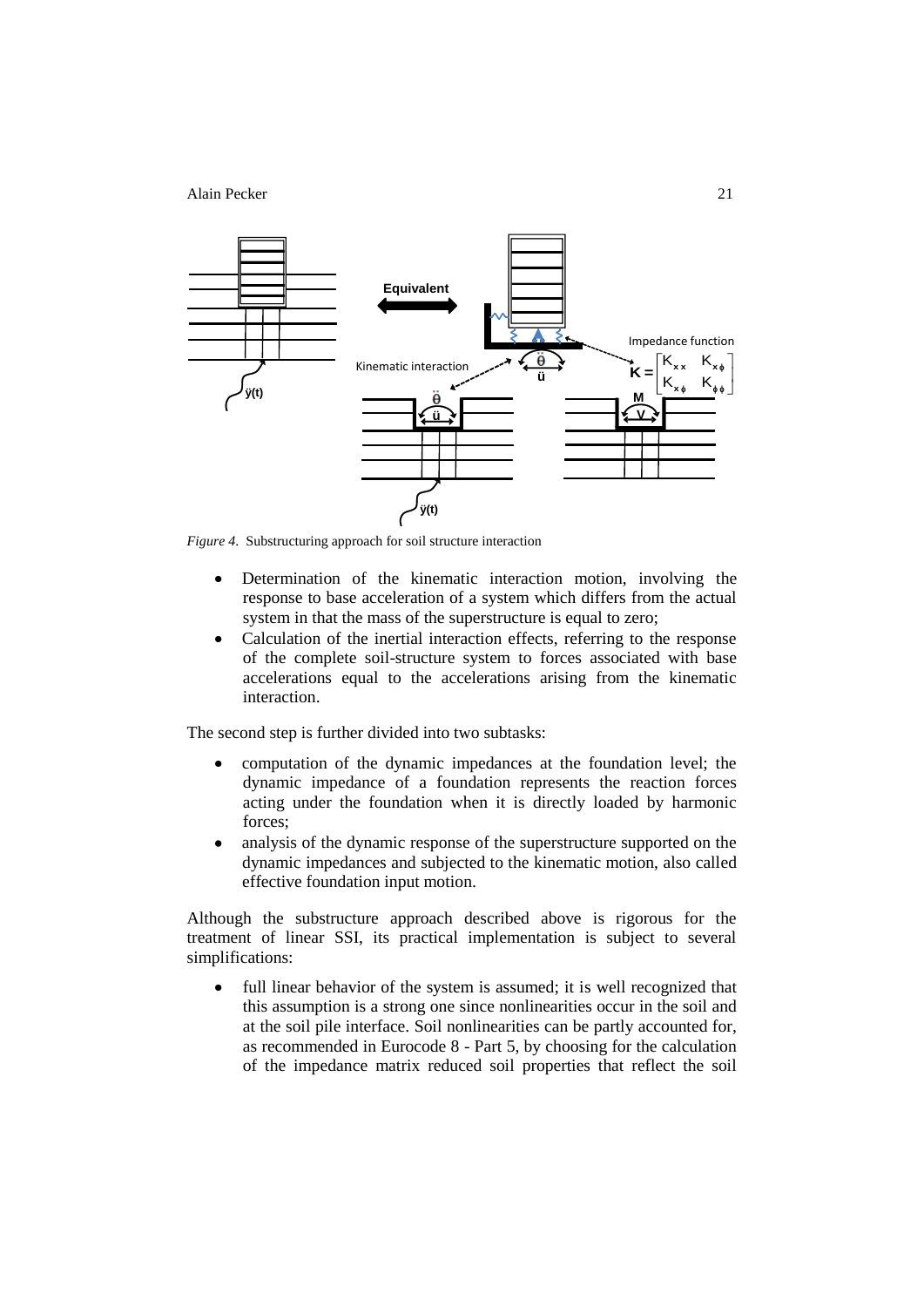*Figure 4.* Substructuring approach for soil structure interaction

- Determination of the kinematic interaction motion, involving the response to base acceleration of a system which differs from the actual system in that the mass of the superstructure is equal to zero;
- Calculation of the inertial interaction effects, referring to the response of the complete soil-structure system to forces associated with base accelerations equal to the accelerations arising from the kinematic interaction.

The second step is further divided into two subtasks:

- computation of the dynamic impedances at the foundation level; the dynamic impedance of a foundation represents the reaction forces acting under the foundation when it is directly loaded by harmonic forces;
- analysis of the dynamic response of the superstructure supported on the dynamic impedances and subjected to the kinematic motion, also called effective foundation input motion.

Although the substructure approach described above is rigorous for the treatment of linear SSI, its practical implementation is subject to several simplifications:

- full linear behavior of the system is assumed; it is well recognized that this assumption is a strong one since nonlinearities occur in the soil and at the soil pile interface. Soil nonlinearities can be partly accounted for, as recommended in Eurocode 8 - Part 5, by choosing for the calculation of the impedance matrix reduced soil properties that reflect the soil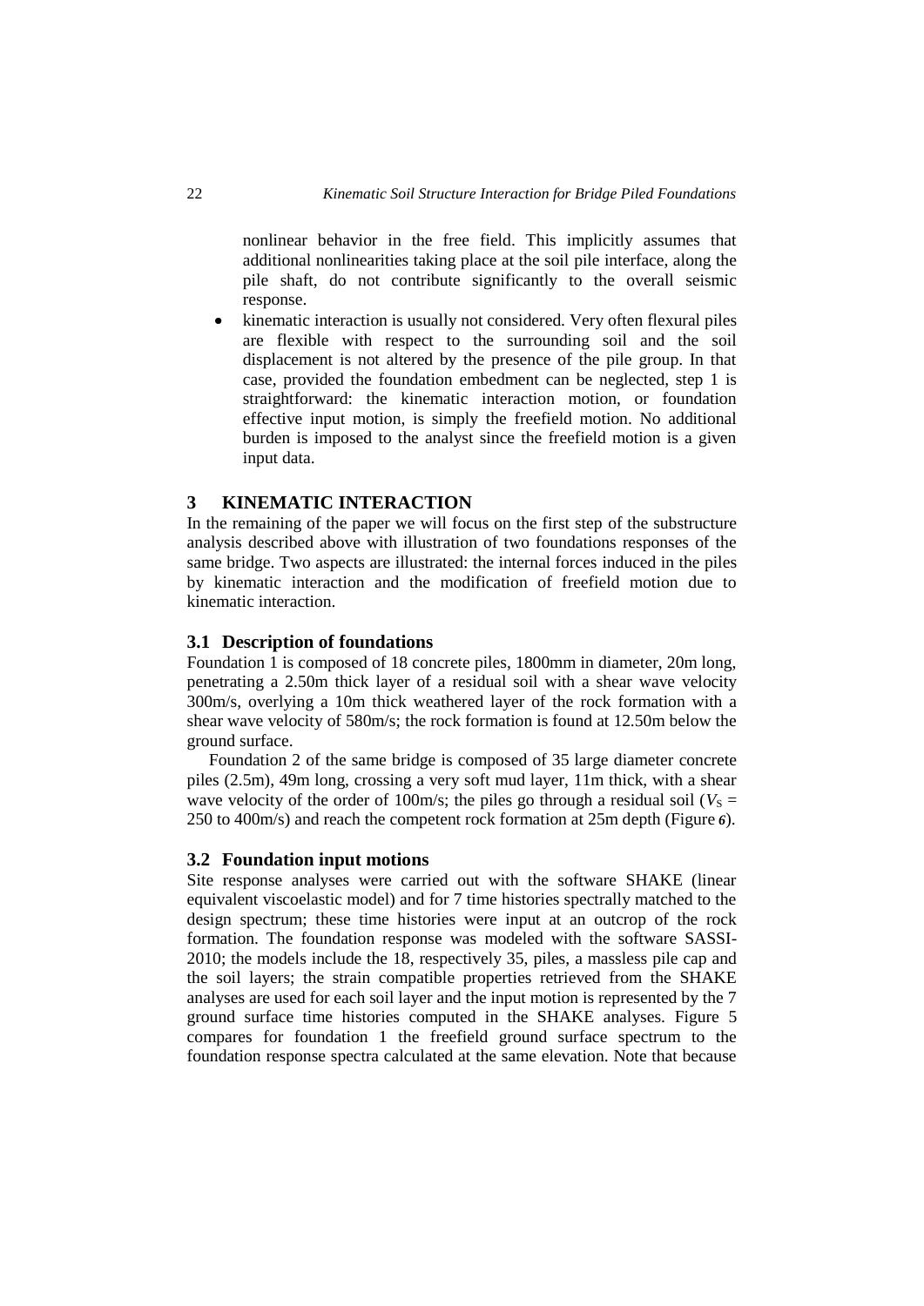nonlinear behavior in the free field. This implicitly assumes that additional nonlinearities taking place at the soil pile interface, along the pile shaft, do not contribute significantly to the overall seismic response.

- kinematic interaction is usually not considered. Very often flexural piles are flexible with respect to the surrounding soil and the soil displacement is not altered by the presence of the pile group. In that case, provided the foundation embedment can be neglected, step 1 is straightforward: the kinematic interaction motion, or foundation effective input motion, is simply the freefield motion. No additional burden is imposed to the analyst since the freefield motion is a given input data.

## 3 KINEMATIC INTERACTION

In the remaining of the paper we will focus on the first step of the substructure analysis described above with illustration of two foundations responses of the same bridge. Two aspects are illustrated: the internal forces induced in the piles by kinematic interaction and the modification of freefield motion due to kinematic interaction.

### 3.1 Description of foundations

Foundation 1 is composed of 18 concrete piles, 1800mm in diameter, 20m long, penetrating a 2.50m thick layer of a residual soil with a shear wave velocity 300m/s, overlying a 10m thick weathered layer of the rock formation with a shear wave velocity of 580m/s; the rock formation is found at 12.50m below the ground surface.

Foundation 2 of the same bridge is composed of 35 large diameter concrete piles (2.5m), 49m long, crossing a very soft mud layer, 11m thick, with a shear wave velocity of the order of 100m/s; the piles go through a residual soil ($V_S$ = 250 to 400m/s) and reach the competent rock formation at 25m depth (Figure ***6***).

### 3.2 Foundation input motions

Site response analyses were carried out with the software SHAKE (linear equivalent viscoelastic model) and for 7 time histories spectrally matched to the design spectrum; these time histories were input at an outcrop of the rock formation. The foundation response was modeled with the software SASSI-2010; the models include the 18, respectively 35, piles, a massless pile cap and the soil layers; the strain compatible properties retrieved from the SHAKE analyses are used for each soil layer and the input motion is represented by the 7 ground surface time histories computed in the SHAKE analyses. Figure 5 compares for foundation 1 the freefield ground surface spectrum to the foundation response spectra calculated at the same elevation. Note that because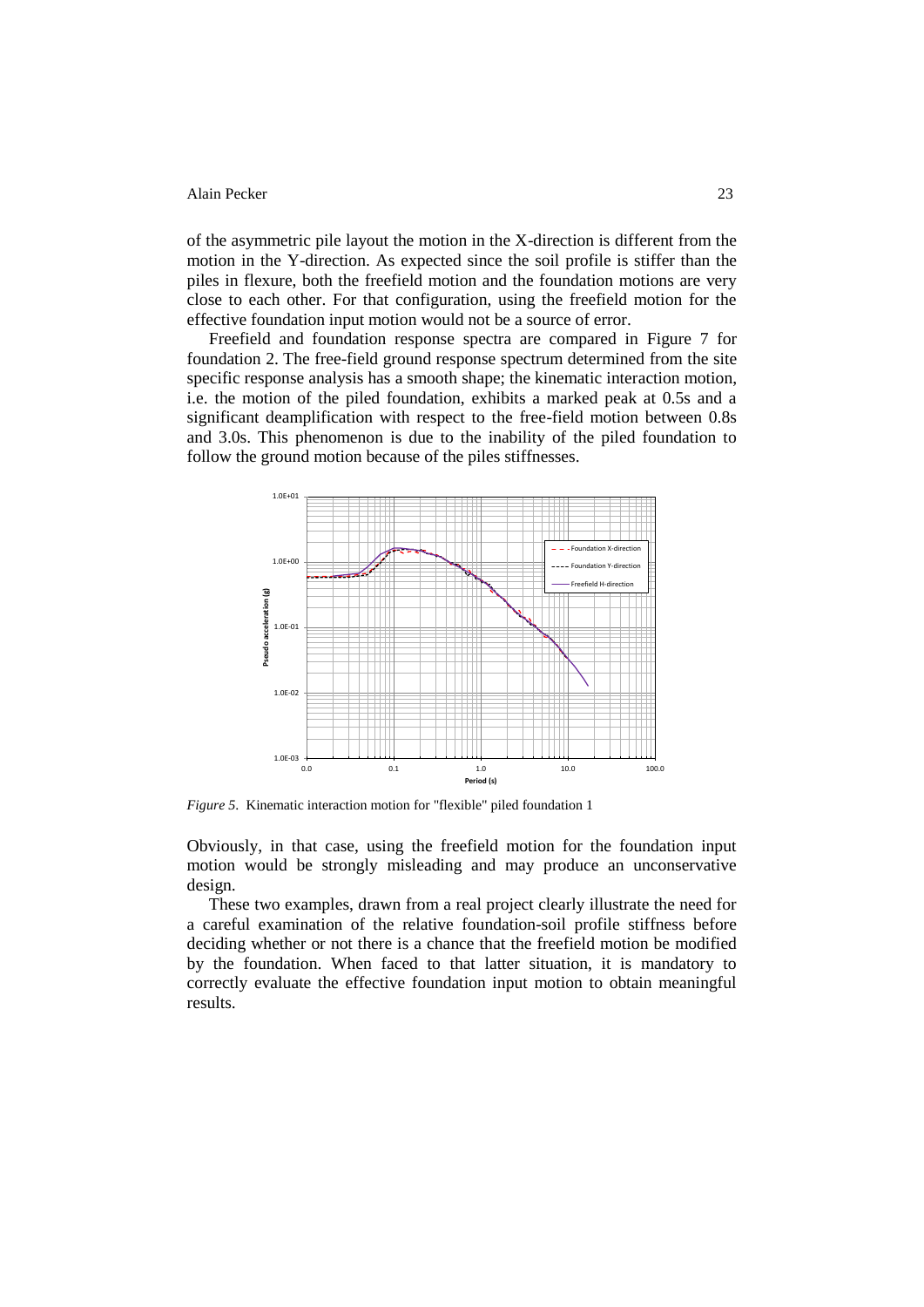of the asymmetric pile layout the motion in the X-direction is different from the motion in the Y-direction. As expected since the soil profile is stiffer than the piles in flexure, both the freefield motion and the foundation motions are very close to each other. For that configuration, using the freefield motion for the effective foundation input motion would not be a source of error.

Freefield and foundation response spectra are compared in Figure 7 for foundation 2. The free-field ground response spectrum determined from the site specific response analysis has a smooth shape; the kinematic interaction motion, i.e. the motion of the piled foundation, exhibits a marked peak at 0.5s and a significant deamplification with respect to the free-field motion between 0.8s and 3.0s. This phenomenon is due to the inability of the piled foundation to follow the ground motion because of the piles stiffnesses.

*Figure 5*. Kinematic interaction motion for "flexible" piled foundation 1

Obviously, in that case, using the freefield motion for the foundation input motion would be strongly misleading and may produce an unconservative design.

These two examples, drawn from a real project clearly illustrate the need for a careful examination of the relative foundation-soil profile stiffness before deciding whether or not there is a chance that the freefield motion be modified by the foundation. When faced to that latter situation, it is mandatory to correctly evaluate the effective foundation input motion to obtain meaningful results.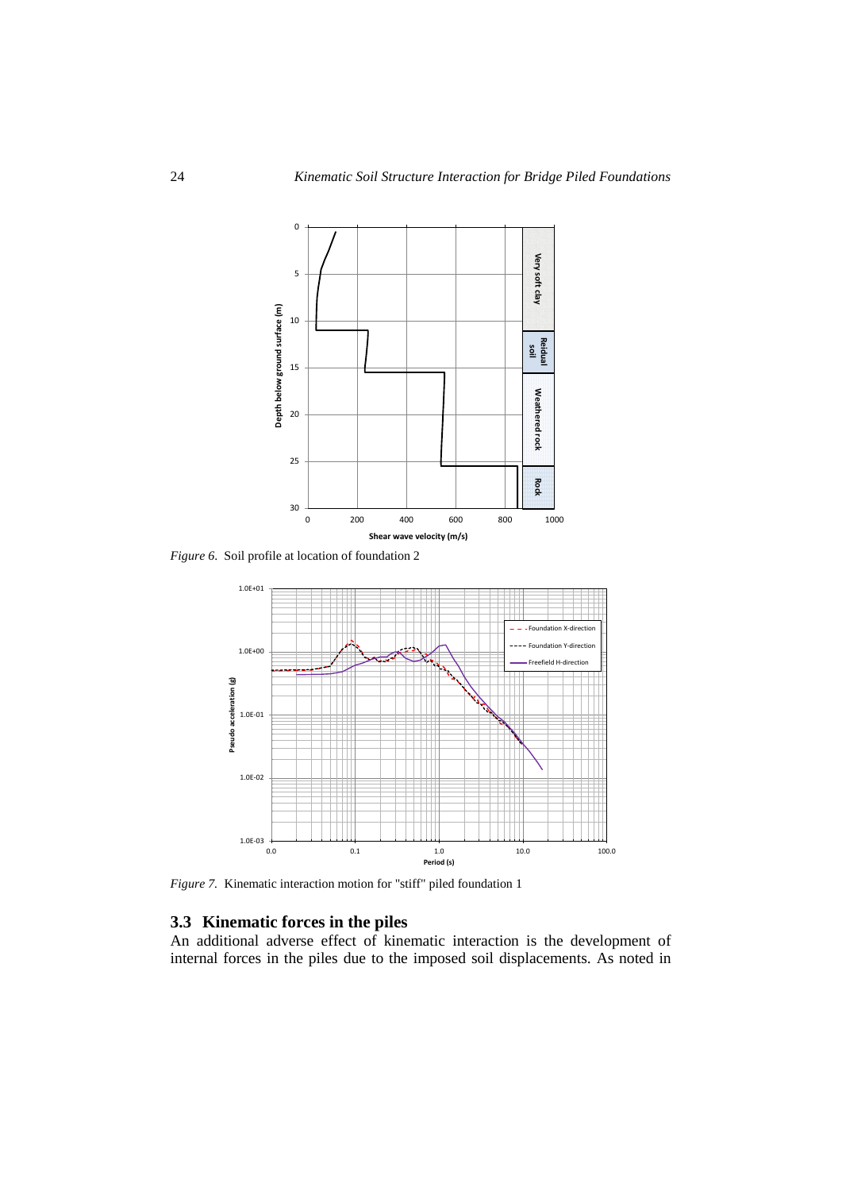*Figure 6.* Soil profile at location of foundation 2

*Figure 7.* Kinematic interaction motion for "stiff" piled foundation 1

### 3.3 Kinematic forces in the piles

An additional adverse effect of kinematic interaction is the development of internal forces in the piles due to the imposed soil displacements. As noted in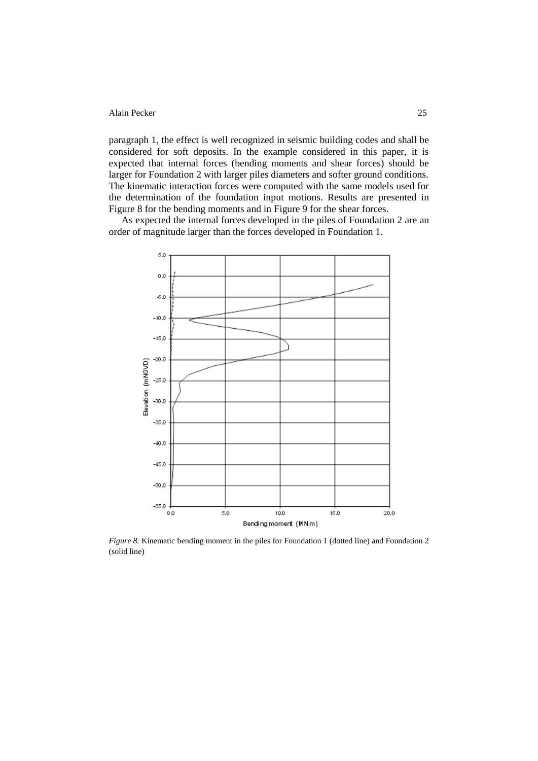paragraph 1, the effect is well recognized in seismic building codes and shall be considered for soft deposits. In the example considered in this paper, it is expected that internal forces (bending moments and shear forces) should be larger for Foundation 2 with larger piles diameters and softer ground conditions. The kinematic interaction forces were computed with the same models used for the determination of the foundation input motions. Results are presented in Figure 8 for the bending moments and in Figure 9 for the shear forces.

As expected the internal forces developed in the piles of Foundation 2 are an order of magnitude larger than the forces developed in Foundation 1.

*Figure 8.* Kinematic bending moment in the piles for Foundation 1 (dotted line) and Foundation 2 (solid line)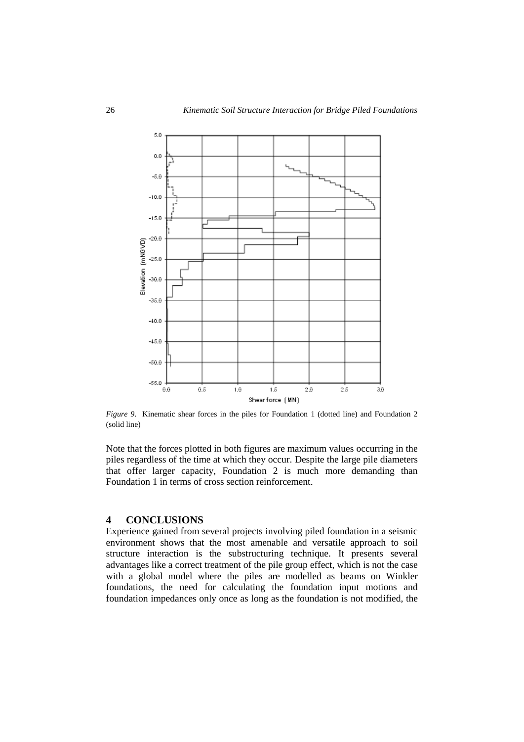*Figure 9.* Kinematic shear forces in the piles for Foundation 1 (dotted line) and Foundation 2 (solid line)

Note that the forces plotted in both figures are maximum values occurring in the piles regardless of the time at which they occur. Despite the large pile diameters that offer larger capacity, Foundation 2 is much more demanding than Foundation 1 in terms of cross section reinforcement.

## 4 CONCLUSIONS

Experience gained from several projects involving piled foundation in a seismic environment shows that the most amenable and versatile approach to soil structure interaction is the substructuring technique. It presents several advantages like a correct treatment of the pile group effect, which is not the case with a global model where the piles are modelled as beams on Winkler foundations, the need for calculating the foundation input motions and foundation impedances only once as long as the foundation is not modified, the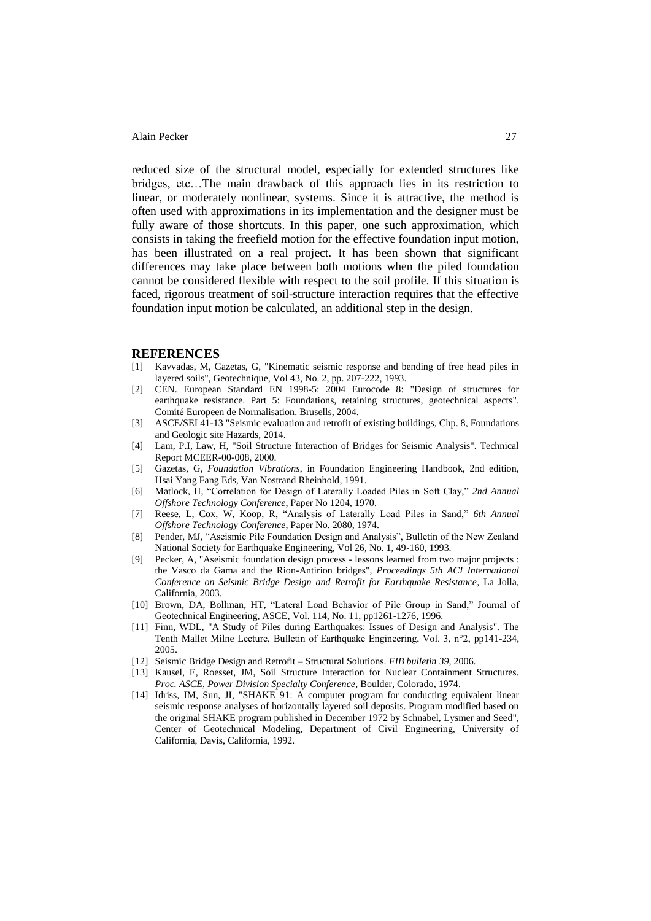reduced size of the structural model, especially for extended structures like bridges, etc…The main drawback of this approach lies in its restriction to linear, or moderately nonlinear, systems. Since it is attractive, the method is often used with approximations in its implementation and the designer must be fully aware of those shortcuts. In this paper, one such approximation, which consists in taking the freefield motion for the effective foundation input motion, has been illustrated on a real project. It has been shown that significant differences may take place between both motions when the piled foundation cannot be considered flexible with respect to the soil profile. If this situation is faced, rigorous treatment of soil-structure interaction requires that the effective foundation input motion be calculated, an additional step in the design.

## REFERENCES

[1] Kavvadas, M, Gazetas, G, "Kinematic seismic response and bending of free head piles in layered soils", Geotechnique, Vol 43, No. 2, pp. 207-222, 1993.

[2] CEN. European Standard EN 1998-5: 2004 Eurocode 8: "Design of structures for earthquake resistance. Part 5: Foundations, retaining structures, geotechnical aspects". Comité Europeen de Normalisation. Brusells, 2004.

[3] ASCE/SEI 41-13 "Seismic evaluation and retrofit of existing buildings, Chp. 8, Foundations and Geologic site Hazards, 2014.

[4] Lam, P.I, Law, H, "Soil Structure Interaction of Bridges for Seismic Analysis". Technical Report MCEER-00-008, 2000.

[5] Gazetas, G, *Foundation Vibrations*, in Foundation Engineering Handbook, 2nd edition, Hsai Yang Fang Eds, Van Nostrand Rheinhold, 1991.

[6] Matlock, H, "Correlation for Design of Laterally Loaded Piles in Soft Clay," *2nd Annual Offshore Technology Conference*, Paper No 1204, 1970.

[7] Reese, L, Cox, W, Koop, R, "Analysis of Laterally Load Piles in Sand," *6th Annual Offshore Technology Conference*, Paper No. 2080, 1974.

[8] Pender, MJ, "Aseismic Pile Foundation Design and Analysis", Bulletin of the New Zealand National Society for Earthquake Engineering, Vol 26, No. 1, 49-160, 1993.

[9] Pecker, A, "Aseismic foundation design process - lessons learned from two major projects : the Vasco da Gama and the Rion-Antirion bridges", *Proceedings 5th ACI International Conference on Seismic Bridge Design and Retrofit for Earthquake Resistance*, La Jolla, California, 2003.

[10] Brown, DA, Bollman, HT, "Lateral Load Behavior of Pile Group in Sand," Journal of Geotechnical Engineering, ASCE, Vol. 114, No. 11, pp1261-1276, 1996.

[11] Finn, WDL, "A Study of Piles during Earthquakes: Issues of Design and Analysis". The Tenth Mallet Milne Lecture, Bulletin of Earthquake Engineering, Vol. 3, n°2, pp141-234, 2005.

[12] Seismic Bridge Design and Retrofit – Structural Solutions. *FIB bulletin 39*, 2006.

[13] Kausel, E, Roesset, JM, Soil Structure Interaction for Nuclear Containment Structures. *Proc. ASCE, Power Division Specialty Conference*, Boulder, Colorado, 1974.

[14] Idriss, IM, Sun, JI, "SHAKE 91: A computer program for conducting equivalent linear seismic response analyses of horizontally layered soil deposits. Program modified based on the original SHAKE program published in December 1972 by Schnabel, Lysmer and Seed", Center of Geotechnical Modeling, Department of Civil Engineering, University of California, Davis, California, 1992.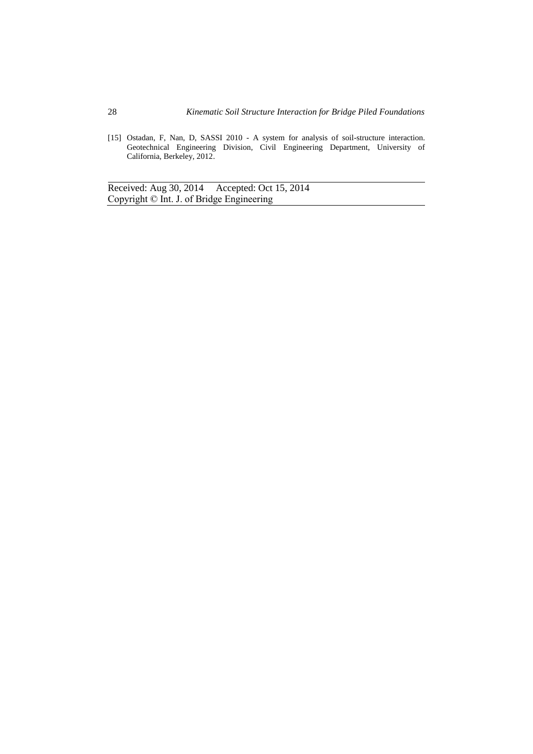[15] Ostadan, F, Nan, D, SASSI 2010 - A system for analysis of soil-structure interaction. Geotechnical Engineering Division, Civil Engineering Department, University of California, Berkeley, 2012.

Received: Aug 30, 2014 Accepted: Oct 15, 2014
Copyright © Int. J. of Bridge Engineering